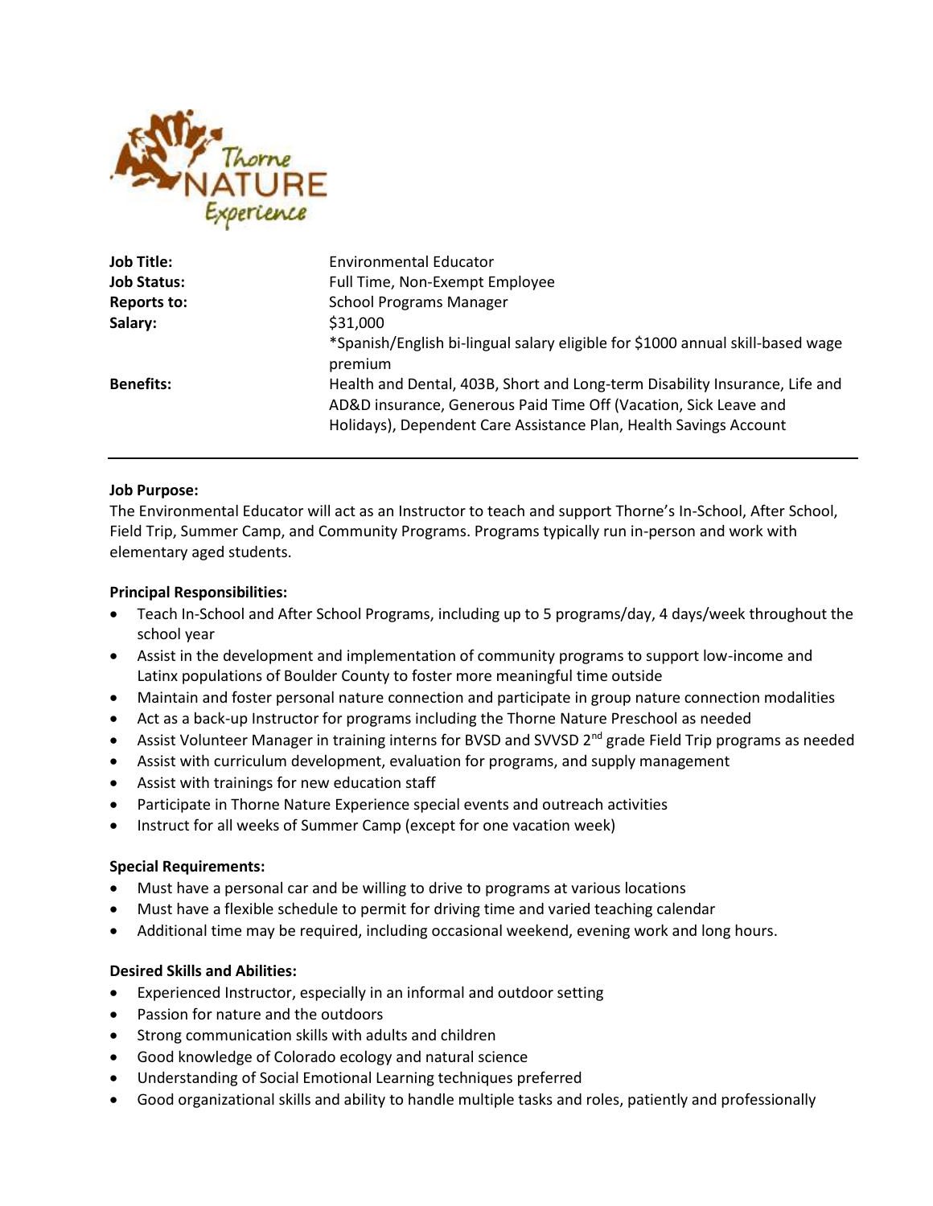Thorne NATURE Experience

| | |
|---|---|
| **Job Title:** | Environmental Educator |
| **Job Status:** | Full Time, Non-Exempt Employee |
| **Reports to:** | School Programs Manager |
| **Salary:** | $31,000<br>*Spanish/English bi-lingual salary eligible for $1000 annual skill-based wage premium |
| **Benefits:** | Health and Dental, 403B, Short and Long-term Disability Insurance, Life and AD&D insurance, Generous Paid Time Off (Vacation, Sick Leave and Holidays), Dependent Care Assistance Plan, Health Savings Account |

---

**Job Purpose:**

The Environmental Educator will act as an Instructor to teach and support Thorne's In-School, After School, Field Trip, Summer Camp, and Community Programs. Programs typically run in-person and work with elementary aged students.

**Principal Responsibilities:**

- Teach In-School and After School Programs, including up to 5 programs/day, 4 days/week throughout the school year
- Assist in the development and implementation of community programs to support low-income and Latinx populations of Boulder County to foster more meaningful time outside
- Maintain and foster personal nature connection and participate in group nature connection modalities
- Act as a back-up Instructor for programs including the Thorne Nature Preschool as needed
- Assist Volunteer Manager in training interns for BVSD and SVVSD 2nd grade Field Trip programs as needed
- Assist with curriculum development, evaluation for programs, and supply management
- Assist with trainings for new education staff
- Participate in Thorne Nature Experience special events and outreach activities
- Instruct for all weeks of Summer Camp (except for one vacation week)

**Special Requirements:**

- Must have a personal car and be willing to drive to programs at various locations
- Must have a flexible schedule to permit for driving time and varied teaching calendar
- Additional time may be required, including occasional weekend, evening work and long hours.

**Desired Skills and Abilities:**

- Experienced Instructor, especially in an informal and outdoor setting
- Passion for nature and the outdoors
- Strong communication skills with adults and children
- Good knowledge of Colorado ecology and natural science
- Understanding of Social Emotional Learning techniques preferred
- Good organizational skills and ability to handle multiple tasks and roles, patiently and professionally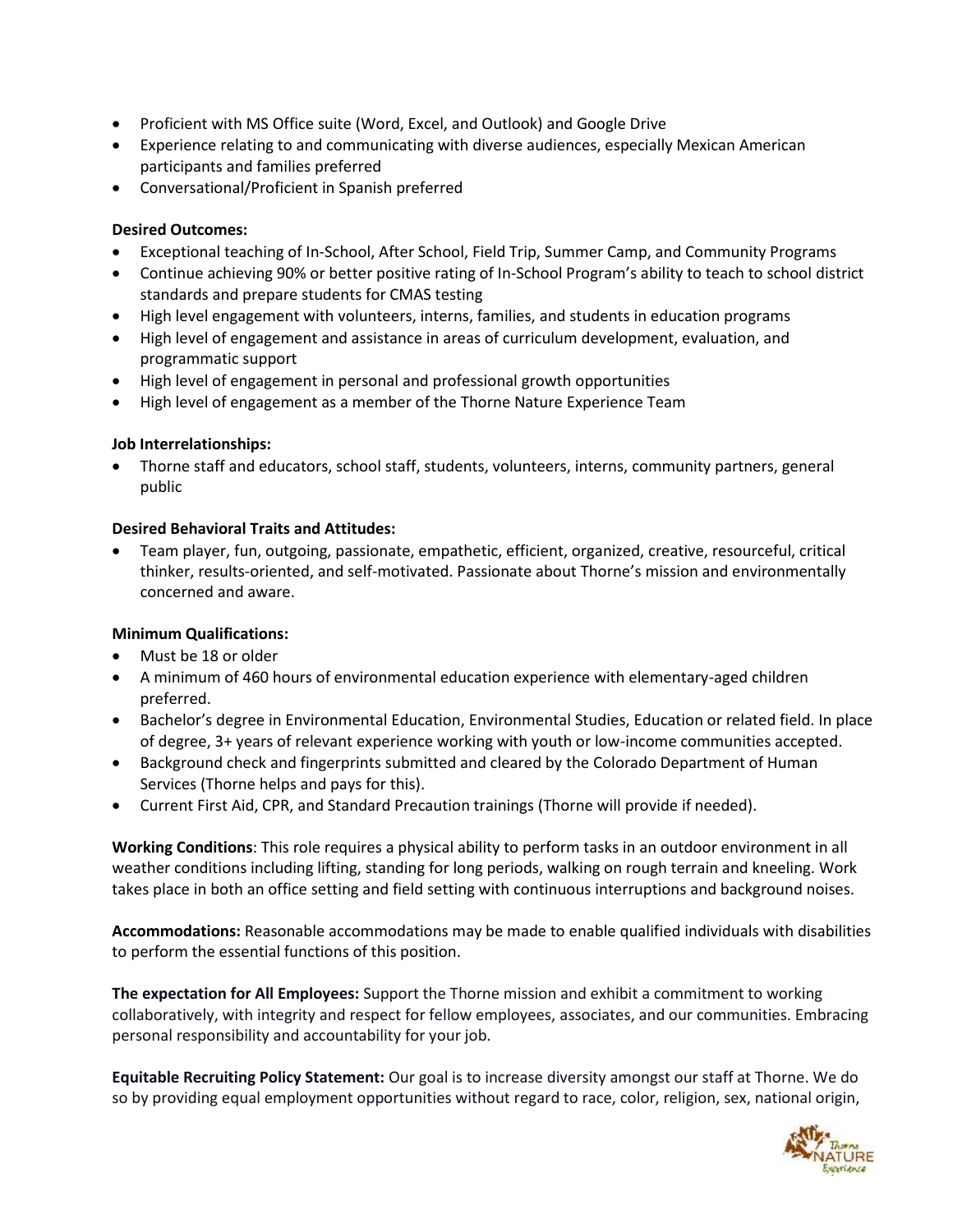- Proficient with MS Office suite (Word, Excel, and Outlook) and Google Drive
- Experience relating to and communicating with diverse audiences, especially Mexican American participants and families preferred
- Conversational/Proficient in Spanish preferred

**Desired Outcomes:**

- Exceptional teaching of In-School, After School, Field Trip, Summer Camp, and Community Programs
- Continue achieving 90% or better positive rating of In-School Program's ability to teach to school district standards and prepare students for CMAS testing
- High level engagement with volunteers, interns, families, and students in education programs
- High level of engagement and assistance in areas of curriculum development, evaluation, and programmatic support
- High level of engagement in personal and professional growth opportunities
- High level of engagement as a member of the Thorne Nature Experience Team

**Job Interrelationships:**

- Thorne staff and educators, school staff, students, volunteers, interns, community partners, general public

**Desired Behavioral Traits and Attitudes:**

- Team player, fun, outgoing, passionate, empathetic, efficient, organized, creative, resourceful, critical thinker, results-oriented, and self-motivated. Passionate about Thorne's mission and environmentally concerned and aware.

**Minimum Qualifications:**

- Must be 18 or older
- A minimum of 460 hours of environmental education experience with elementary-aged children preferred.
- Bachelor's degree in Environmental Education, Environmental Studies, Education or related field. In place of degree, 3+ years of relevant experience working with youth or low-income communities accepted.
- Background check and fingerprints submitted and cleared by the Colorado Department of Human Services (Thorne helps and pays for this).
- Current First Aid, CPR, and Standard Precaution trainings (Thorne will provide if needed).

**Working Conditions**: This role requires a physical ability to perform tasks in an outdoor environment in all weather conditions including lifting, standing for long periods, walking on rough terrain and kneeling. Work takes place in both an office setting and field setting with continuous interruptions and background noises.

**Accommodations:** Reasonable accommodations may be made to enable qualified individuals with disabilities to perform the essential functions of this position.

**The expectation for All Employees:** Support the Thorne mission and exhibit a commitment to working collaboratively, with integrity and respect for fellow employees, associates, and our communities. Embracing personal responsibility and accountability for your job.

**Equitable Recruiting Policy Statement:** Our goal is to increase diversity amongst our staff at Thorne. We do so by providing equal employment opportunities without regard to race, color, religion, sex, national origin,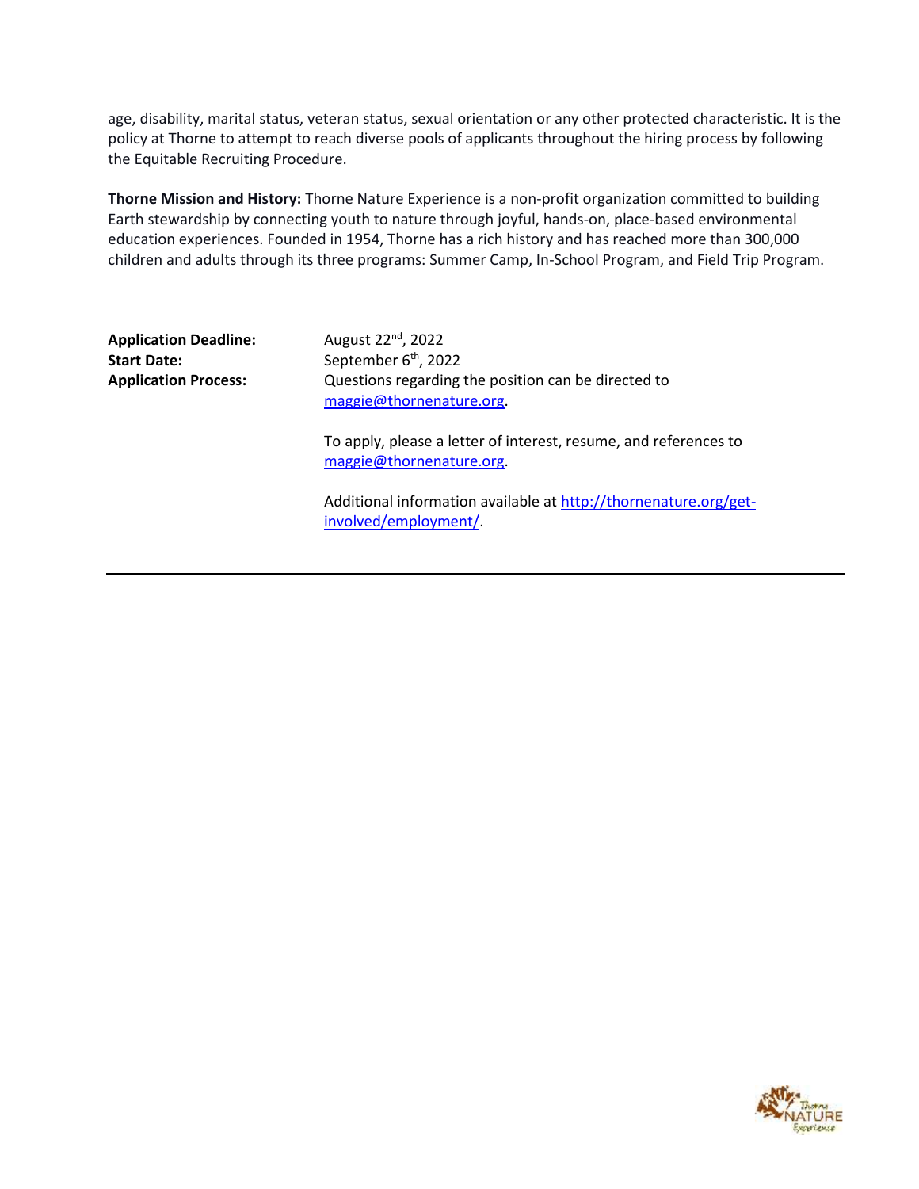age, disability, marital status, veteran status, sexual orientation or any other protected characteristic. It is the policy at Thorne to attempt to reach diverse pools of applicants throughout the hiring process by following the Equitable Recruiting Procedure.

**Thorne Mission and History:** Thorne Nature Experience is a non-profit organization committed to building Earth stewardship by connecting youth to nature through joyful, hands-on, place-based environmental education experiences. Founded in 1954, Thorne has a rich history and has reached more than 300,000 children and adults through its three programs: Summer Camp, In-School Program, and Field Trip Program.

**Application Deadline:** August 22nd, 2022

**Start Date:** September 6th, 2022

**Application Process:** Questions regarding the position can be directed to maggie@thornenature.org.

To apply, please a letter of interest, resume, and references to maggie@thornenature.org.

Additional information available at http://thornenature.org/get-involved/employment/.

---